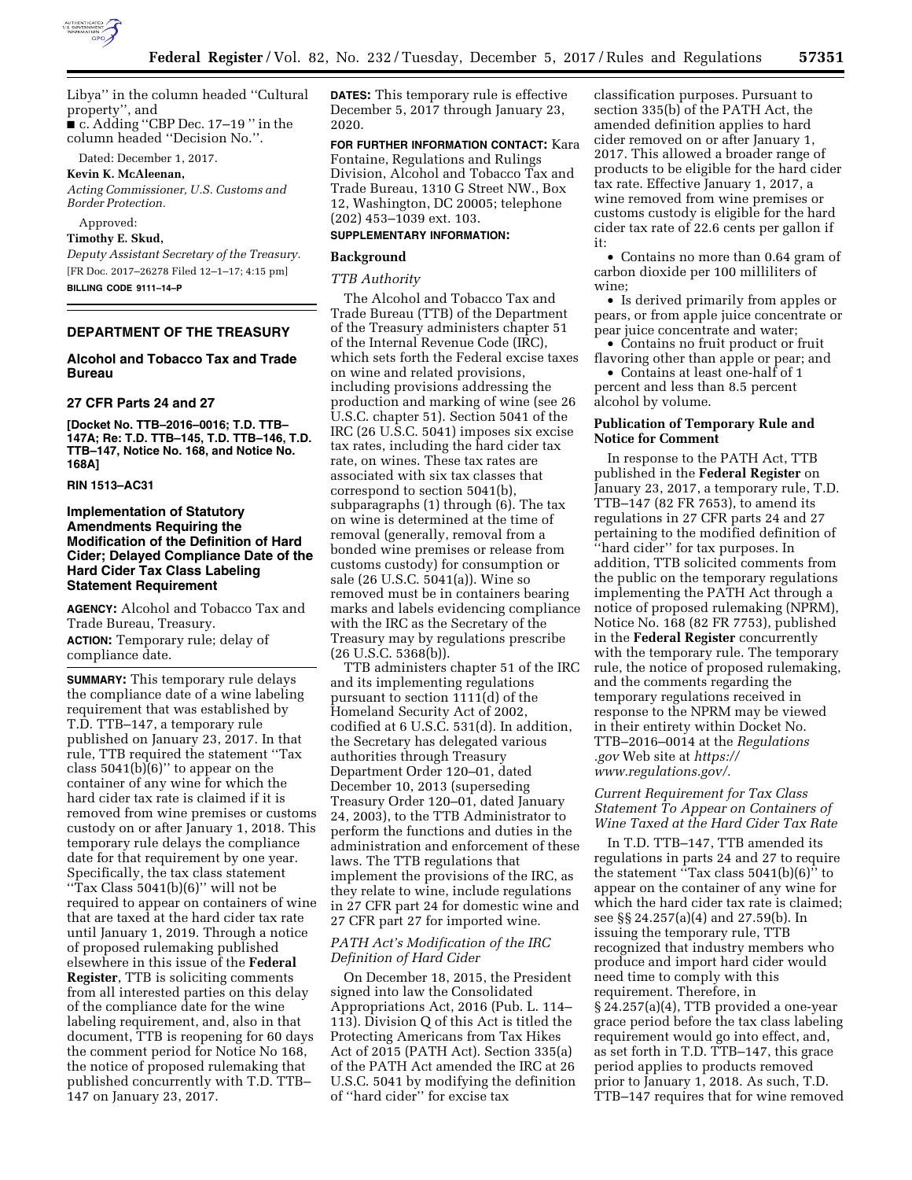Libya'' in the column headed ''Cultural property'', and

■ c. Adding ''CBP Dec. 17–19 '' in the column headed ''Decision No.''.

Dated: December 1, 2017.

**Kevin K. McAleenan,**

*Acting Commissioner, U.S. Customs and Border Protection.*

Approved:

**Timothy E. Skud,**

*Deputy Assistant Secretary of the Treasury.*

[FR Doc. 2017–26278 Filed 12–1–17; 4:15 pm]

**BILLING CODE 9111–14–P**

## DEPARTMENT OF THE TREASURY

### Alcohol and Tobacco Tax and Trade Bureau

### 27 CFR Parts 24 and 27

**[Docket No. TTB–2016–0016; T.D. TTB–147A; Re: T.D. TTB–145, T.D. TTB–146, T.D. TTB–147, Notice No. 168, and Notice No. 168A]**

**RIN 1513–AC31**

### Implementation of Statutory Amendments Requiring the Modification of the Definition of Hard Cider; Delayed Compliance Date of the Hard Cider Tax Class Labeling Statement Requirement

**AGENCY:** Alcohol and Tobacco Tax and Trade Bureau, Treasury.

**ACTION:** Temporary rule; delay of compliance date.

**SUMMARY:** This temporary rule delays the compliance date of a wine labeling requirement that was established by T.D. TTB–147, a temporary rule published on January 23, 2017. In that rule, TTB required the statement ''Tax class 5041(b)(6)'' to appear on the container of any wine for which the hard cider tax rate is claimed if it is removed from wine premises or customs custody on or after January 1, 2018. This temporary rule delays the compliance date for that requirement by one year. Specifically, the tax class statement ''Tax Class 5041(b)(6)'' will not be required to appear on containers of wine that are taxed at the hard cider tax rate until January 1, 2019. Through a notice of proposed rulemaking published elsewhere in this issue of the **Federal Register**, TTB is soliciting comments from all interested parties on this delay of the compliance date for the wine labeling requirement, and, also in that document, TTB is reopening for 60 days the comment period for Notice No 168, the notice of proposed rulemaking that published concurrently with T.D. TTB–147 on January 23, 2017.

**DATES:** This temporary rule is effective December 5, 2017 through January 23, 2020.

**FOR FURTHER INFORMATION CONTACT:** Kara Fontaine, Regulations and Rulings Division, Alcohol and Tobacco Tax and Trade Bureau, 1310 G Street NW., Box 12, Washington, DC 20005; telephone (202) 453–1039 ext. 103.

**SUPPLEMENTARY INFORMATION:**

**Background**

*TTB Authority*

The Alcohol and Tobacco Tax and Trade Bureau (TTB) of the Department of the Treasury administers chapter 51 of the Internal Revenue Code (IRC), which sets forth the Federal excise taxes on wine and related provisions, including provisions addressing the production and marking of wine (see 26 U.S.C. chapter 51). Section 5041 of the IRC (26 U.S.C. 5041) imposes six excise tax rates, including the hard cider tax rate, on wines. These tax rates are associated with six tax classes that correspond to section 5041(b), subparagraphs (1) through (6). The tax on wine is determined at the time of removal (generally, removal from a bonded wine premises or release from customs custody) for consumption or sale (26 U.S.C. 5041(a)). Wine so removed must be in containers bearing marks and labels evidencing compliance with the IRC as the Secretary of the Treasury may by regulations prescribe (26 U.S.C. 5368(b)).

TTB administers chapter 51 of the IRC and its implementing regulations pursuant to section 1111(d) of the Homeland Security Act of 2002, codified at 6 U.S.C. 531(d). In addition, the Secretary has delegated various authorities through Treasury Department Order 120–01, dated December 10, 2013 (superseding Treasury Order 120–01, dated January 24, 2003), to the TTB Administrator to perform the functions and duties in the administration and enforcement of these laws. The TTB regulations that implement the provisions of the IRC, as they relate to wine, include regulations in 27 CFR part 24 for domestic wine and 27 CFR part 27 for imported wine.

*PATH Act's Modification of the IRC Definition of Hard Cider*

On December 18, 2015, the President signed into law the Consolidated Appropriations Act, 2016 (Pub. L. 114–113). Division Q of this Act is titled the Protecting Americans from Tax Hikes Act of 2015 (PATH Act). Section 335(a) of the PATH Act amended the IRC at 26 U.S.C. 5041 by modifying the definition of ''hard cider'' for excise tax classification purposes. Pursuant to section 335(b) of the PATH Act, the amended definition applies to hard cider removed on or after January 1, 2017. This allowed a broader range of products to be eligible for the hard cider tax rate. Effective January 1, 2017, a wine removed from wine premises or customs custody is eligible for the hard cider tax rate of 22.6 cents per gallon if it:

- Contains no more than 0.64 gram of carbon dioxide per 100 milliliters of wine;
- Is derived primarily from apples or pears, or from apple juice concentrate or pear juice concentrate and water;
- Contains no fruit product or fruit flavoring other than apple or pear; and
- Contains at least one-half of 1 percent and less than 8.5 percent alcohol by volume.

**Publication of Temporary Rule and Notice for Comment**

In response to the PATH Act, TTB published in the **Federal Register** on January 23, 2017, a temporary rule, T.D. TTB–147 (82 FR 7653), to amend its regulations in 27 CFR parts 24 and 27 pertaining to the modified definition of ''hard cider'' for tax purposes. In addition, TTB solicited comments from the public on the temporary regulations implementing the PATH Act through a notice of proposed rulemaking (NPRM), Notice No. 168 (82 FR 7753), published in the **Federal Register** concurrently with the temporary rule. The temporary rule, the notice of proposed rulemaking, and the comments regarding the temporary regulations received in response to the NPRM may be viewed in their entirety within Docket No. TTB–2016–0014 at the *Regulations .gov* Web site at *https:// www.regulations.gov/.*

*Current Requirement for Tax Class Statement To Appear on Containers of Wine Taxed at the Hard Cider Tax Rate*

In T.D. TTB–147, TTB amended its regulations in parts 24 and 27 to require the statement ''Tax class 5041(b)(6)'' to appear on the container of any wine for which the hard cider tax rate is claimed; see §§ 24.257(a)(4) and 27.59(b). In issuing the temporary rule, TTB recognized that industry members who produce and import hard cider would need time to comply with this requirement. Therefore, in § 24.257(a)(4), TTB provided a one-year grace period before the tax class labeling requirement would go into effect, and, as set forth in T.D. TTB–147, this grace period applies to products removed prior to January 1, 2018. As such, T.D. TTB–147 requires that for wine removed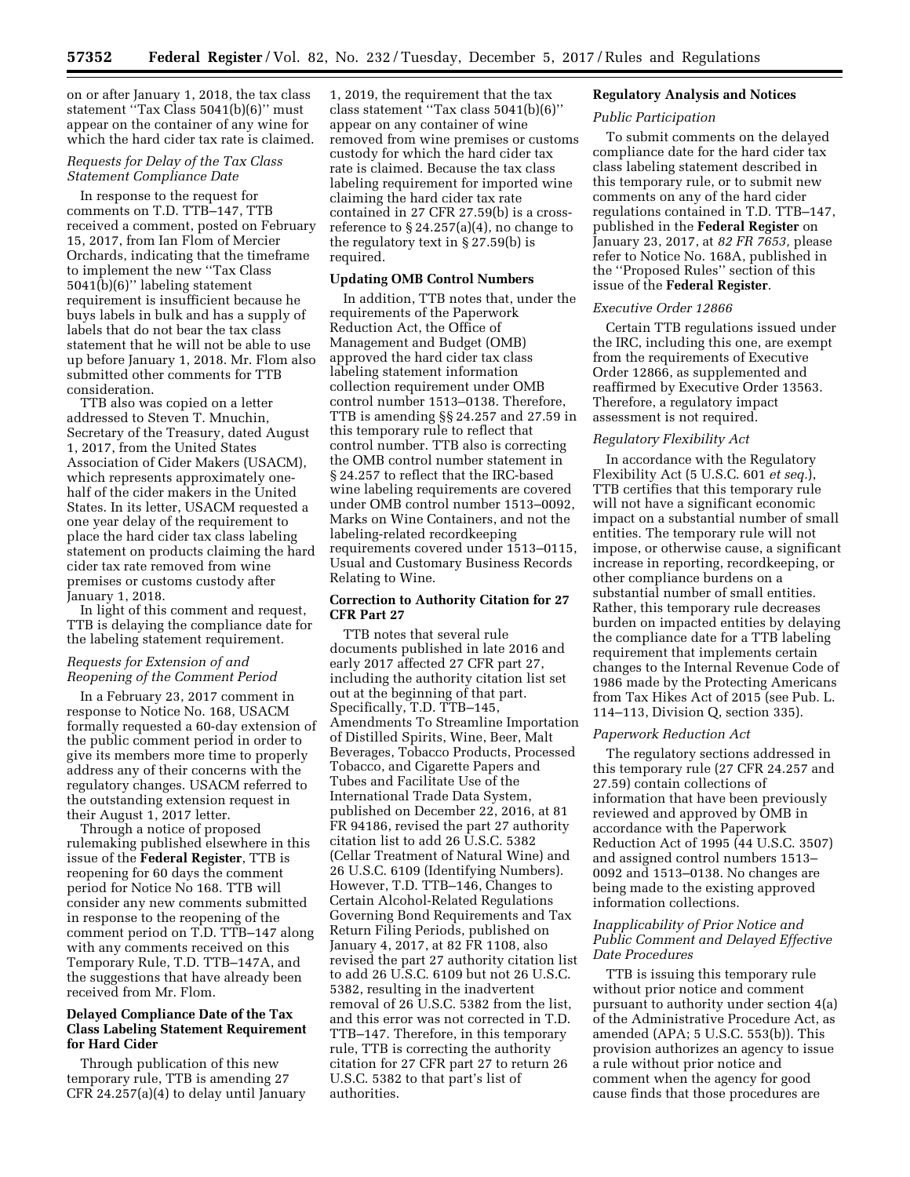on or after January 1, 2018, the tax class statement ''Tax Class 5041(b)(6)'' must appear on the container of any wine for which the hard cider tax rate is claimed.

*Requests for Delay of the Tax Class Statement Compliance Date*

In response to the request for comments on T.D. TTB–147, TTB received a comment, posted on February 15, 2017, from Ian Flom of Mercier Orchards, indicating that the timeframe to implement the new ''Tax Class 5041(b)(6)'' labeling statement requirement is insufficient because he buys labels in bulk and has a supply of labels that do not bear the tax class statement that he will not be able to use up before January 1, 2018. Mr. Flom also submitted other comments for TTB consideration.

TTB also was copied on a letter addressed to Steven T. Mnuchin, Secretary of the Treasury, dated August 1, 2017, from the United States Association of Cider Makers (USACM), which represents approximately one-half of the cider makers in the United States. In its letter, USACM requested a one year delay of the requirement to place the hard cider tax class labeling statement on products claiming the hard cider tax rate removed from wine premises or customs custody after January 1, 2018.

In light of this comment and request, TTB is delaying the compliance date for the labeling statement requirement.

*Requests for Extension of and Reopening of the Comment Period*

In a February 23, 2017 comment in response to Notice No. 168, USACM formally requested a 60-day extension of the public comment period in order to give its members more time to properly address any of their concerns with the regulatory changes. USACM referred to the outstanding extension request in their August 1, 2017 letter.

Through a notice of proposed rulemaking published elsewhere in this issue of the **Federal Register**, TTB is reopening for 60 days the comment period for Notice No 168. TTB will consider any new comments submitted in response to the reopening of the comment period on T.D. TTB–147 along with any comments received on this Temporary Rule, T.D. TTB–147A, and the suggestions that have already been received from Mr. Flom.

**Delayed Compliance Date of the Tax Class Labeling Statement Requirement for Hard Cider**

Through publication of this new temporary rule, TTB is amending 27 CFR 24.257(a)(4) to delay until January 1, 2019, the requirement that the tax class statement ''Tax class 5041(b)(6)'' appear on any container of wine removed from wine premises or customs custody for which the hard cider tax rate is claimed. Because the tax class labeling requirement for imported wine claiming the hard cider tax rate contained in 27 CFR 27.59(b) is a cross-reference to § 24.257(a)(4), no change to the regulatory text in § 27.59(b) is required.

**Updating OMB Control Numbers**

In addition, TTB notes that, under the requirements of the Paperwork Reduction Act, the Office of Management and Budget (OMB) approved the hard cider tax class labeling statement information collection requirement under OMB control number 1513–0138. Therefore, TTB is amending §§ 24.257 and 27.59 in this temporary rule to reflect that control number. TTB also is correcting the OMB control number statement in § 24.257 to reflect that the IRC-based wine labeling requirements are covered under OMB control number 1513–0092, Marks on Wine Containers, and not the labeling-related recordkeeping requirements covered under 1513–0115, Usual and Customary Business Records Relating to Wine.

**Correction to Authority Citation for 27 CFR Part 27**

TTB notes that several rule documents published in late 2016 and early 2017 affected 27 CFR part 27, including the authority citation list set out at the beginning of that part. Specifically, T.D. TTB–145, Amendments To Streamline Importation of Distilled Spirits, Wine, Beer, Malt Beverages, Tobacco Products, Processed Tobacco, and Cigarette Papers and Tubes and Facilitate Use of the International Trade Data System, published on December 22, 2016, at 81 FR 94186, revised the part 27 authority citation list to add 26 U.S.C. 5382 (Cellar Treatment of Natural Wine) and 26 U.S.C. 6109 (Identifying Numbers). However, T.D. TTB–146, Changes to Certain Alcohol-Related Regulations Governing Bond Requirements and Tax Return Filing Periods, published on January 4, 2017, at 82 FR 1108, also revised the part 27 authority citation list to add 26 U.S.C. 6109 but not 26 U.S.C. 5382, resulting in the inadvertent removal of 26 U.S.C. 5382 from the list, and this error was not corrected in T.D. TTB–147. Therefore, in this temporary rule, TTB is correcting the authority citation for 27 CFR part 27 to return 26 U.S.C. 5382 to that part's list of authorities.

**Regulatory Analysis and Notices**

*Public Participation*

To submit comments on the delayed compliance date for the hard cider tax class labeling statement described in this temporary rule, or to submit new comments on any of the hard cider regulations contained in T.D. TTB–147, published in the **Federal Register** on January 23, 2017, at *82 FR 7653,* please refer to Notice No. 168A, published in the ''Proposed Rules'' section of this issue of the **Federal Register**.

*Executive Order 12866*

Certain TTB regulations issued under the IRC, including this one, are exempt from the requirements of Executive Order 12866, as supplemented and reaffirmed by Executive Order 13563. Therefore, a regulatory impact assessment is not required.

*Regulatory Flexibility Act*

In accordance with the Regulatory Flexibility Act (5 U.S.C. 601 *et seq.*), TTB certifies that this temporary rule will not have a significant economic impact on a substantial number of small entities. The temporary rule will not impose, or otherwise cause, a significant increase in reporting, recordkeeping, or other compliance burdens on a substantial number of small entities. Rather, this temporary rule decreases burden on impacted entities by delaying the compliance date for a TTB labeling requirement that implements certain changes to the Internal Revenue Code of 1986 made by the Protecting Americans from Tax Hikes Act of 2015 (see Pub. L. 114–113, Division Q, section 335).

*Paperwork Reduction Act*

The regulatory sections addressed in this temporary rule (27 CFR 24.257 and 27.59) contain collections of information that have been previously reviewed and approved by OMB in accordance with the Paperwork Reduction Act of 1995 (44 U.S.C. 3507) and assigned control numbers 1513–0092 and 1513–0138. No changes are being made to the existing approved information collections.

*Inapplicability of Prior Notice and Public Comment and Delayed Effective Date Procedures*

TTB is issuing this temporary rule without prior notice and comment pursuant to authority under section 4(a) of the Administrative Procedure Act, as amended (APA; 5 U.S.C. 553(b)). This provision authorizes an agency to issue a rule without prior notice and comment when the agency for good cause finds that those procedures are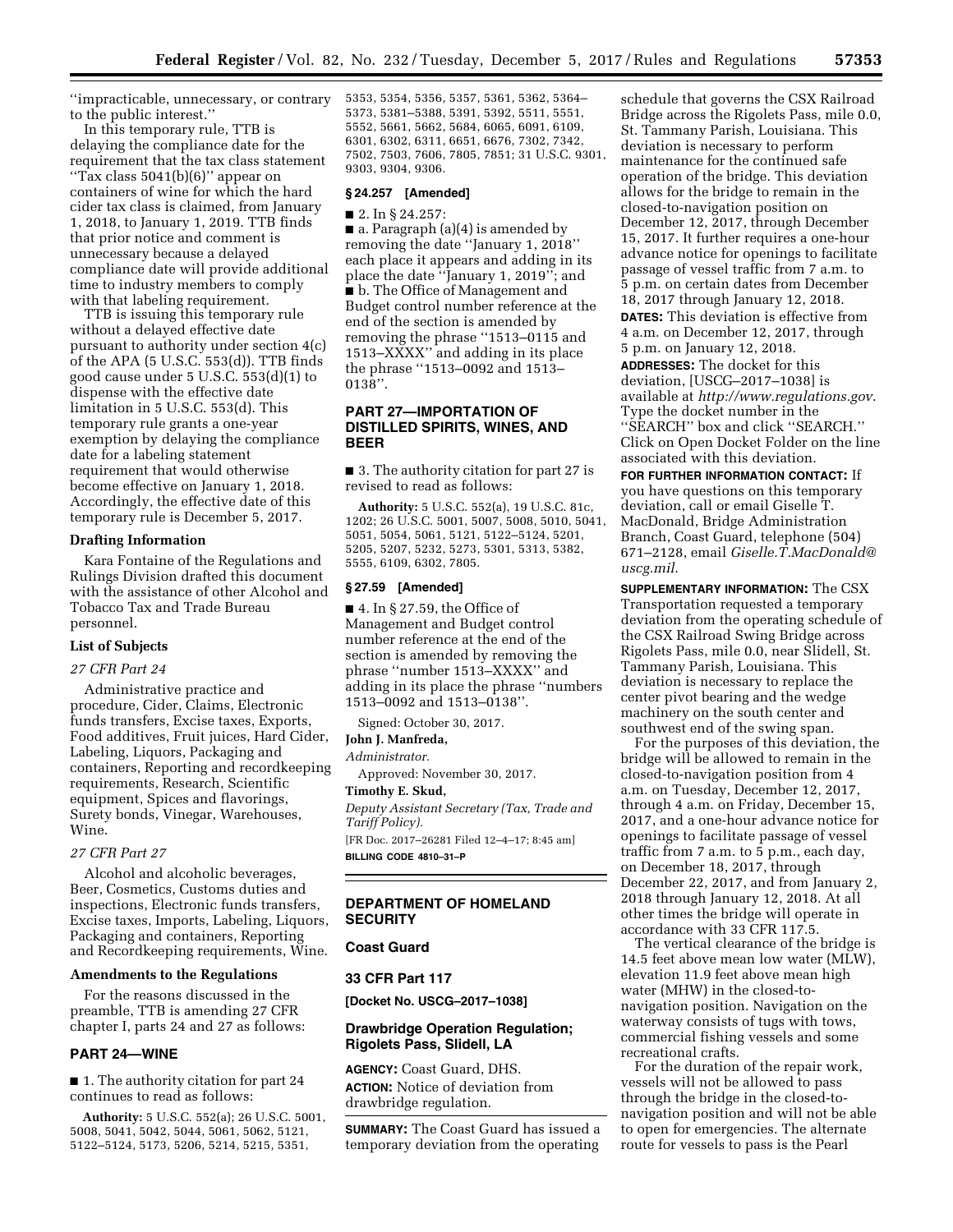''impracticable, unnecessary, or contrary to the public interest.''

In this temporary rule, TTB is delaying the compliance date for the requirement that the tax class statement ''Tax class 5041(b)(6)'' appear on containers of wine for which the hard cider tax class is claimed, from January 1, 2018, to January 1, 2019. TTB finds that prior notice and comment is unnecessary because a delayed compliance date will provide additional time to industry members to comply with that labeling requirement.

TTB is issuing this temporary rule without a delayed effective date pursuant to authority under section 4(c) of the APA (5 U.S.C. 553(d)). TTB finds good cause under 5 U.S.C. 553(d)(1) to dispense with the effective date limitation in 5 U.S.C. 553(d). This temporary rule grants a one-year exemption by delaying the compliance date for a labeling statement requirement that would otherwise become effective on January 1, 2018. Accordingly, the effective date of this temporary rule is December 5, 2017.

### Drafting Information

Kara Fontaine of the Regulations and Rulings Division drafted this document with the assistance of other Alcohol and Tobacco Tax and Trade Bureau personnel.

### List of Subjects

*27 CFR Part 24*

Administrative practice and procedure, Cider, Claims, Electronic funds transfers, Excise taxes, Exports, Food additives, Fruit juices, Hard Cider, Labeling, Liquors, Packaging and containers, Reporting and recordkeeping requirements, Research, Scientific equipment, Spices and flavorings, Surety bonds, Vinegar, Warehouses, Wine.

*27 CFR Part 27*

Alcohol and alcoholic beverages, Beer, Cosmetics, Customs duties and inspections, Electronic funds transfers, Excise taxes, Imports, Labeling, Liquors, Packaging and containers, Reporting and Recordkeeping requirements, Wine.

### Amendments to the Regulations

For the reasons discussed in the preamble, TTB is amending 27 CFR chapter I, parts 24 and 27 as follows:

## PART 24—WINE

■ 1. The authority citation for part 24 continues to read as follows:

**Authority:** 5 U.S.C. 552(a); 26 U.S.C. 5001, 5008, 5041, 5042, 5044, 5061, 5062, 5121, 5122–5124, 5173, 5206, 5214, 5215, 5351, 5353, 5354, 5356, 5357, 5361, 5362, 5364–5373, 5381–5388, 5391, 5392, 5511, 5551, 5552, 5661, 5662, 5684, 6065, 6091, 6109, 6301, 6302, 6311, 6651, 6676, 7302, 7342, 7502, 7503, 7606, 7805, 7851; 31 U.S.C. 9301, 9303, 9304, 9306.

### § 24.257 [Amended]

■ 2. In § 24.257:

■ a. Paragraph (a)(4) is amended by removing the date ''January 1, 2018'' each place it appears and adding in its place the date ''January 1, 2019''; and

■ b. The Office of Management and Budget control number reference at the end of the section is amended by removing the phrase ''1513–0115 and 1513–XXXX'' and adding in its place the phrase ''1513–0092 and 1513–0138''.

## PART 27—IMPORTATION OF DISTILLED SPIRITS, WINES, AND BEER

■ 3. The authority citation for part 27 is revised to read as follows:

**Authority:** 5 U.S.C. 552(a), 19 U.S.C. 81c, 1202; 26 U.S.C. 5001, 5007, 5008, 5010, 5041, 5051, 5054, 5061, 5121, 5122–5124, 5201, 5205, 5207, 5232, 5273, 5301, 5313, 5382, 5555, 6109, 6302, 7805.

### § 27.59 [Amended]

■ 4. In § 27.59, the Office of Management and Budget control number reference at the end of the section is amended by removing the phrase ''number 1513–XXXX'' and adding in its place the phrase ''numbers 1513–0092 and 1513–0138''.

Signed: October 30, 2017.

**John J. Manfreda,**

*Administrator.*

Approved: November 30, 2017.

**Timothy E. Skud,**

*Deputy Assistant Secretary (Tax, Trade and Tariff Policy).*

[FR Doc. 2017–26281 Filed 12–4–17; 8:45 am]

**BILLING CODE 4810–31–P**

## DEPARTMENT OF HOMELAND SECURITY

### Coast Guard

### 33 CFR Part 117

**[Docket No. USCG–2017–1038]**

### Drawbridge Operation Regulation; Rigolets Pass, Slidell, LA

**AGENCY:** Coast Guard, DHS.

**ACTION:** Notice of deviation from drawbridge regulation.

**SUMMARY:** The Coast Guard has issued a temporary deviation from the operating schedule that governs the CSX Railroad Bridge across the Rigolets Pass, mile 0.0, St. Tammany Parish, Louisiana. This deviation is necessary to perform maintenance for the continued safe operation of the bridge. This deviation allows for the bridge to remain in the closed-to-navigation position on December 12, 2017, through December 15, 2017. It further requires a one-hour advance notice for openings to facilitate passage of vessel traffic from 7 a.m. to 5 p.m. on certain dates from December 18, 2017 through January 12, 2018.

**DATES:** This deviation is effective from 4 a.m. on December 12, 2017, through 5 p.m. on January 12, 2018.

**ADDRESSES:** The docket for this deviation, [USCG–2017–1038] is available at *http://www.regulations.gov*. Type the docket number in the ''SEARCH'' box and click ''SEARCH.'' Click on Open Docket Folder on the line associated with this deviation.

**FOR FURTHER INFORMATION CONTACT:** If you have questions on this temporary deviation, call or email Giselle T. MacDonald, Bridge Administration Branch, Coast Guard, telephone (504) 671–2128, email *Giselle.T.MacDonald@uscg.mil*.

**SUPPLEMENTARY INFORMATION:** The CSX Transportation requested a temporary deviation from the operating schedule of the CSX Railroad Swing Bridge across Rigolets Pass, mile 0.0, near Slidell, St. Tammany Parish, Louisiana. This deviation is necessary to replace the center pivot bearing and the wedge machinery on the south center and southwest end of the swing span.

For the purposes of this deviation, the bridge will be allowed to remain in the closed-to-navigation position from 4 a.m. on Tuesday, December 12, 2017, through 4 a.m. on Friday, December 15, 2017, and a one-hour advance notice for openings to facilitate passage of vessel traffic from 7 a.m. to 5 p.m., each day, on December 18, 2017, through December 22, 2017, and from January 2, 2018 through January 12, 2018. At all other times the bridge will operate in accordance with 33 CFR 117.5.

The vertical clearance of the bridge is 14.5 feet above mean low water (MLW), elevation 11.9 feet above mean high water (MHW) in the closed-to-navigation position. Navigation on the waterway consists of tugs with tows, commercial fishing vessels and some recreational crafts.

For the duration of the repair work, vessels will not be allowed to pass through the bridge in the closed-to-navigation position and will not be able to open for emergencies. The alternate route for vessels to pass is the Pearl